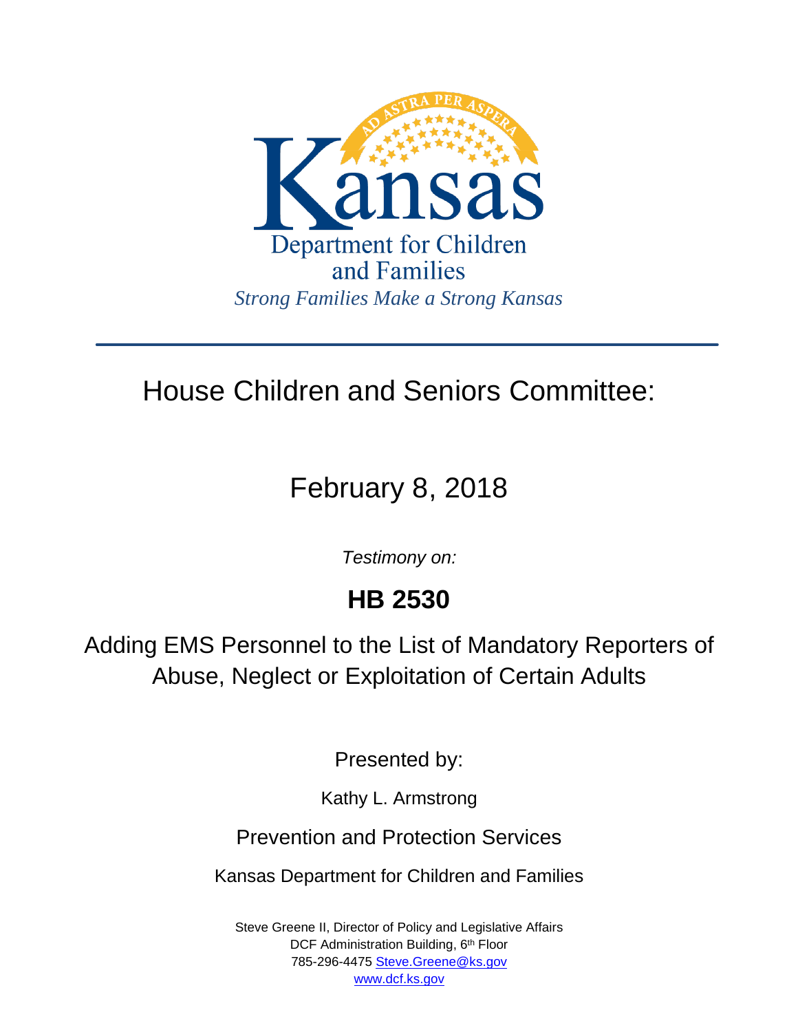Kansas

Department for Children and Families

*Strong Families Make a Strong Kansas*

---

# House Children and Seniors Committee:

## February 8, 2018

*Testimony on:*

# HB 2530

## Adding EMS Personnel to the List of Mandatory Reporters of Abuse, Neglect or Exploitation of Certain Adults

Presented by:

Kathy L. Armstrong

Prevention and Protection Services

Kansas Department for Children and Families

Steve Greene II, Director of Policy and Legislative Affairs
DCF Administration Building, 6th Floor
785-296-4475 Steve.Greene@ks.gov
www.dcf.ks.gov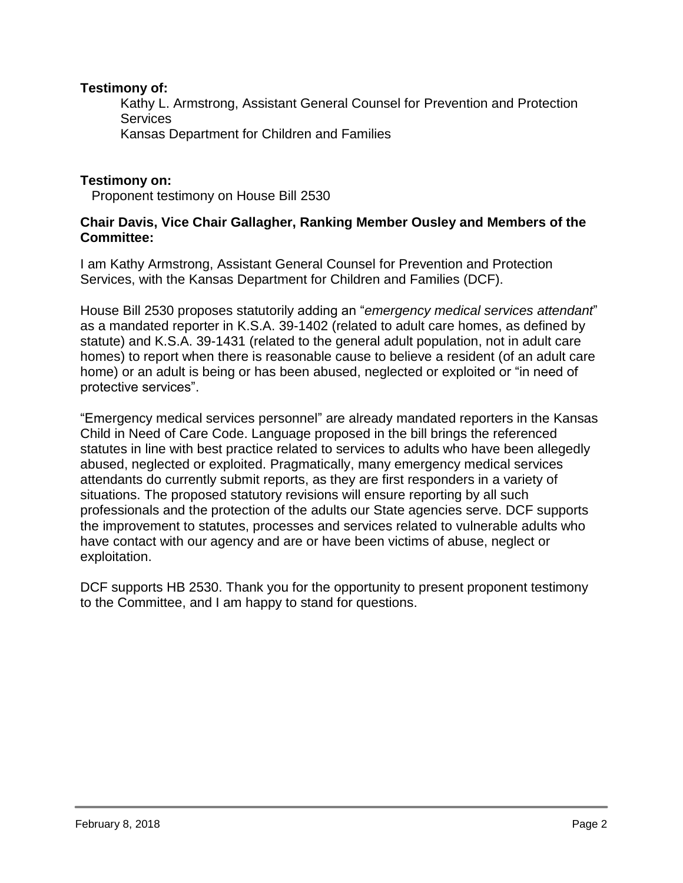**Testimony of:**

Kathy L. Armstrong, Assistant General Counsel for Prevention and Protection Services
Kansas Department for Children and Families

**Testimony on:**

Proponent testimony on House Bill 2530

**Chair Davis, Vice Chair Gallagher, Ranking Member Ousley and Members of the Committee:**

I am Kathy Armstrong, Assistant General Counsel for Prevention and Protection Services, with the Kansas Department for Children and Families (DCF).

House Bill 2530 proposes statutorily adding an "*emergency medical services attendant*" as a mandated reporter in K.S.A. 39-1402 (related to adult care homes, as defined by statute) and K.S.A. 39-1431 (related to the general adult population, not in adult care homes) to report when there is reasonable cause to believe a resident (of an adult care home) or an adult is being or has been abused, neglected or exploited or "in need of protective services".

"Emergency medical services personnel" are already mandated reporters in the Kansas Child in Need of Care Code. Language proposed in the bill brings the referenced statutes in line with best practice related to services to adults who have been allegedly abused, neglected or exploited. Pragmatically, many emergency medical services attendants do currently submit reports, as they are first responders in a variety of situations. The proposed statutory revisions will ensure reporting by all such professionals and the protection of the adults our State agencies serve. DCF supports the improvement to statutes, processes and services related to vulnerable adults who have contact with our agency and are or have been victims of abuse, neglect or exploitation.

DCF supports HB 2530. Thank you for the opportunity to present proponent testimony to the Committee, and I am happy to stand for questions.

February 8, 2018